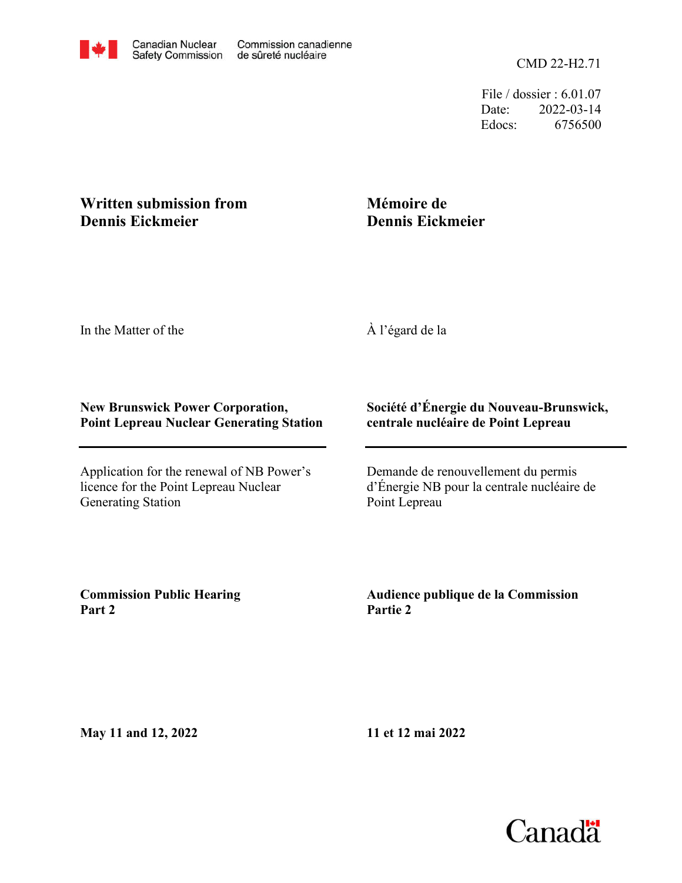Canadian Nuclear Safety Commission | Commission canadienne de sûreté nucléaire

CMD 22-H2.71

File / dossier : 6.01.07
Date: 2022-03-14
Edocs: 6756500

**Written submission from Dennis Eickmeier**

**Mémoire de Dennis Eickmeier**

In the Matter of the

À l'égard de la

**New Brunswick Power Corporation, Point Lepreau Nuclear Generating Station**

**Société d'Énergie du Nouveau-Brunswick, centrale nucléaire de Point Lepreau**

---

Application for the renewal of NB Power's licence for the Point Lepreau Nuclear Generating Station

Demande de renouvellement du permis d'Énergie NB pour la centrale nucléaire de Point Lepreau

**Commission Public Hearing Part 2**

**Audience publique de la Commission Partie 2**

**May 11 and 12, 2022**

**11 et 12 mai 2022**

Canada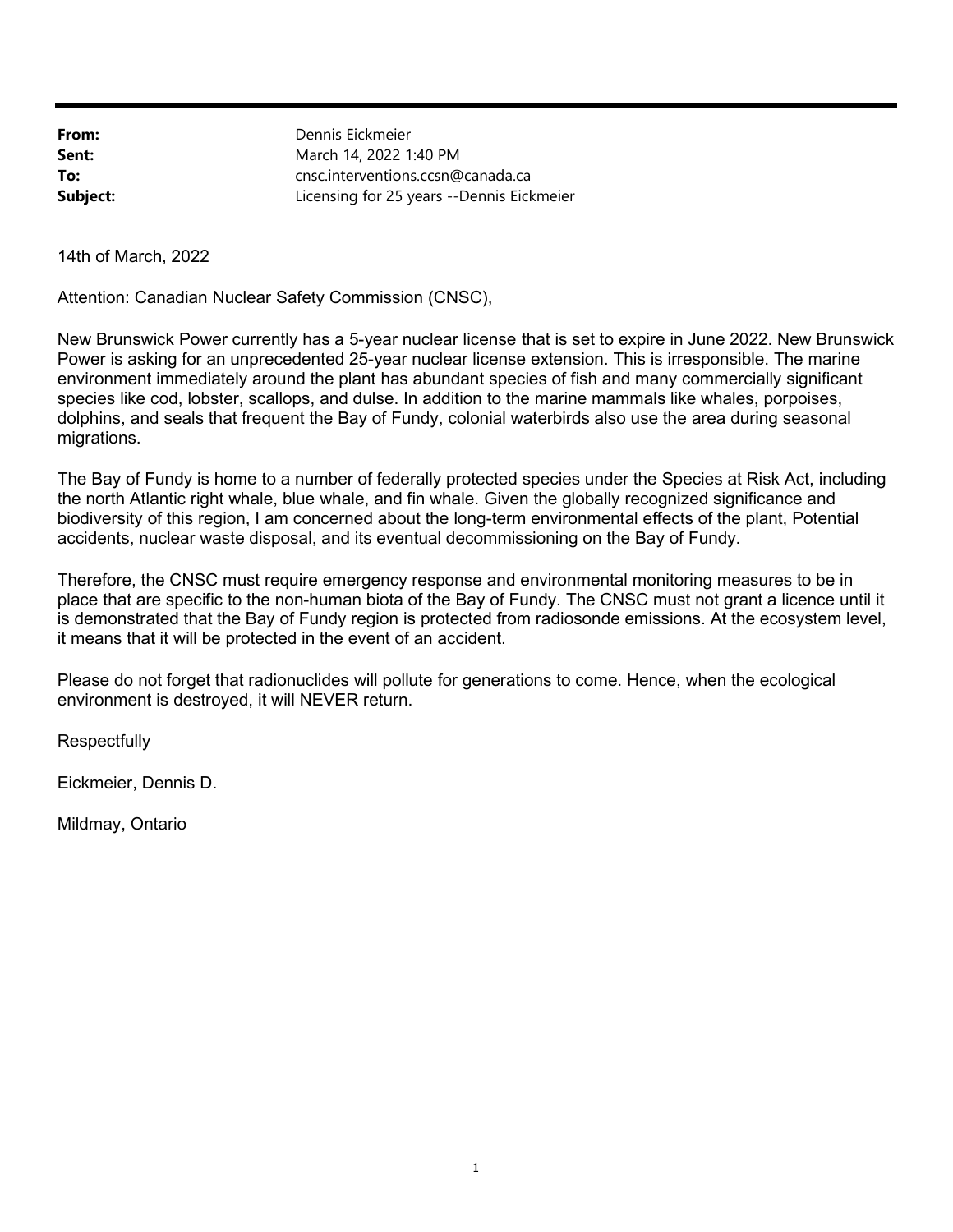**From:** Dennis Eickmeier
**Sent:** March 14, 2022 1:40 PM
**To:** cnsc.interventions.ccsn@canada.ca
**Subject:** Licensing for 25 years --Dennis Eickmeier

14th of March, 2022

Attention: Canadian Nuclear Safety Commission (CNSC),

New Brunswick Power currently has a 5-year nuclear license that is set to expire in June 2022. New Brunswick Power is asking for an unprecedented 25-year nuclear license extension. This is irresponsible. The marine environment immediately around the plant has abundant species of fish and many commercially significant species like cod, lobster, scallops, and dulse. In addition to the marine mammals like whales, porpoises, dolphins, and seals that frequent the Bay of Fundy, colonial waterbirds also use the area during seasonal migrations.

The Bay of Fundy is home to a number of federally protected species under the Species at Risk Act, including the north Atlantic right whale, blue whale, and fin whale. Given the globally recognized significance and biodiversity of this region, I am concerned about the long-term environmental effects of the plant, Potential accidents, nuclear waste disposal, and its eventual decommissioning on the Bay of Fundy.

Therefore, the CNSC must require emergency response and environmental monitoring measures to be in place that are specific to the non-human biota of the Bay of Fundy. The CNSC must not grant a licence until it is demonstrated that the Bay of Fundy region is protected from radiosonde emissions. At the ecosystem level, it means that it will be protected in the event of an accident.

Please do not forget that radionuclides will pollute for generations to come. Hence, when the ecological environment is destroyed, it will NEVER return.

Respectfully

Eickmeier, Dennis D.

Mildmay, Ontario